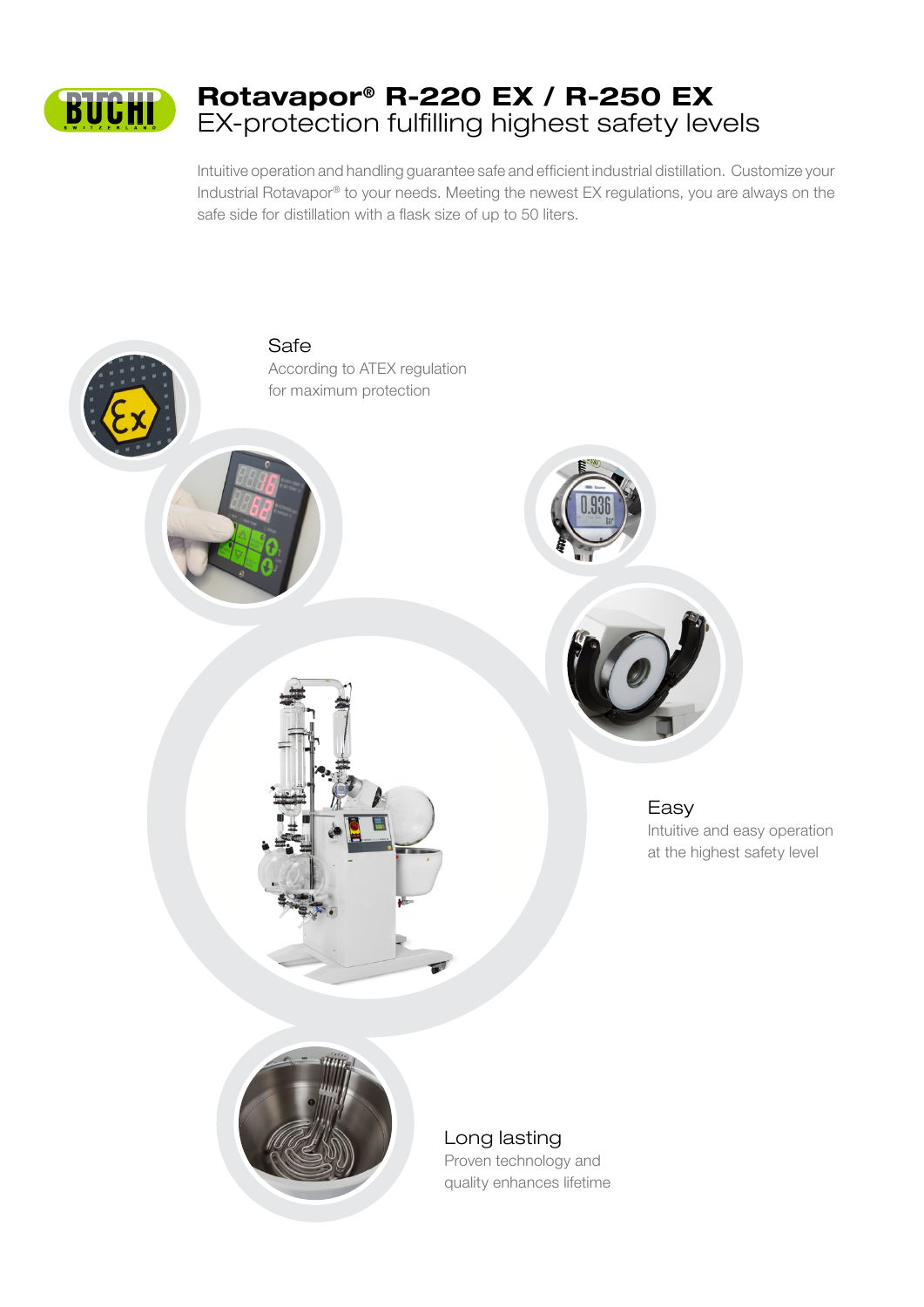# Rotavapor® R-220 EX / R-250 EX

## EX-protection fulfilling highest safety levels

Intuitive operation and handling guarantee safe and efficient industrial distillation. Customize your Industrial Rotavapor® to your needs. Meeting the newest EX regulations, you are always on the safe side for distillation with a flask size of up to 50 liters.

### Safe

According to ATEX regulation for maximum protection

### Easy

Intuitive and easy operation at the highest safety level

### Long lasting

Proven technology and quality enhances lifetime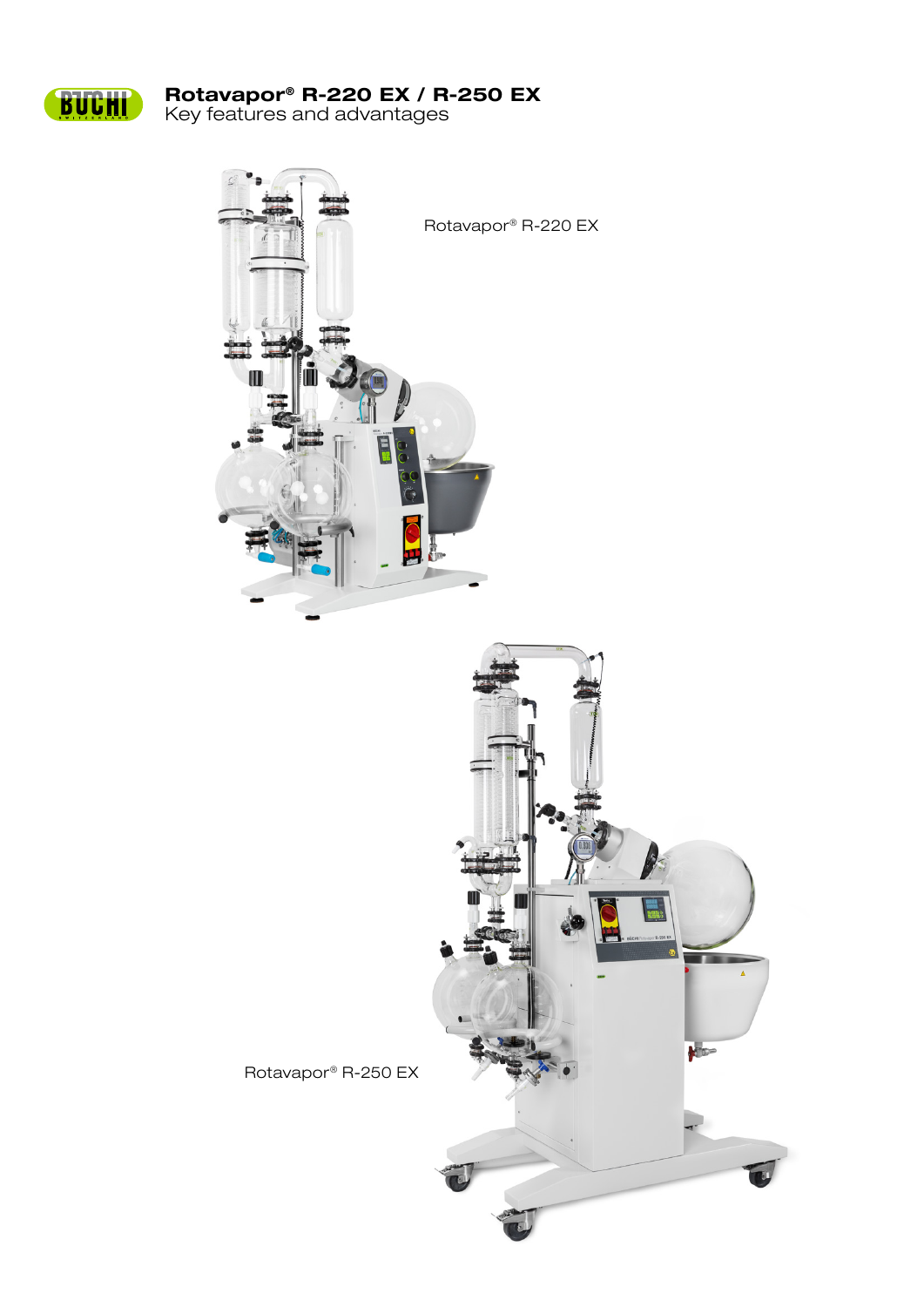# Rotavapor® R-220 EX / R-250 EX

Key features and advantages

Rotavapor® R-220 EX

Rotavapor® R-250 EX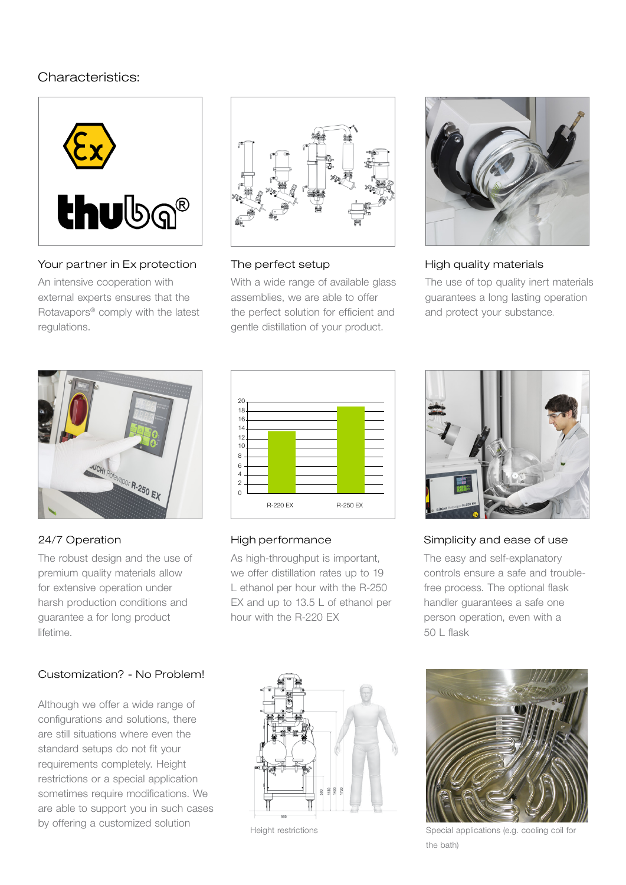## Characteristics:

### Your partner in Ex protection

An intensive cooperation with external experts ensures that the Rotavapors® comply with the latest regulations.

### The perfect setup

With a wide range of available glass assemblies, we are able to offer the perfect solution for efficient and gentle distillation of your product.

### High quality materials

The use of top quality inert materials guarantees a long lasting operation and protect your substance.

### 24/7 Operation

The robust design and the use of premium quality materials allow for extensive operation under harsh production conditions and guarantee a for long product lifetime.

### High performance

As high-throughput is important, we offer distillation rates up to 19 L ethanol per hour with the R-250 EX and up to 13.5 L of ethanol per hour with the R-220 EX

### Simplicity and ease of use

The easy and self-explanatory controls ensure a safe and trouble-free process. The optional flask handler guarantees a safe one person operation, even with a 50 L flask

### Customization? - No Problem!

Although we offer a wide range of configurations and solutions, there are still situations where even the standard setups do not fit your requirements completely. Height restrictions or a special application sometimes require modifications. We are able to support you in such cases by offering a customized solution

Height restrictions

Special applications (e.g. cooling coil for the bath)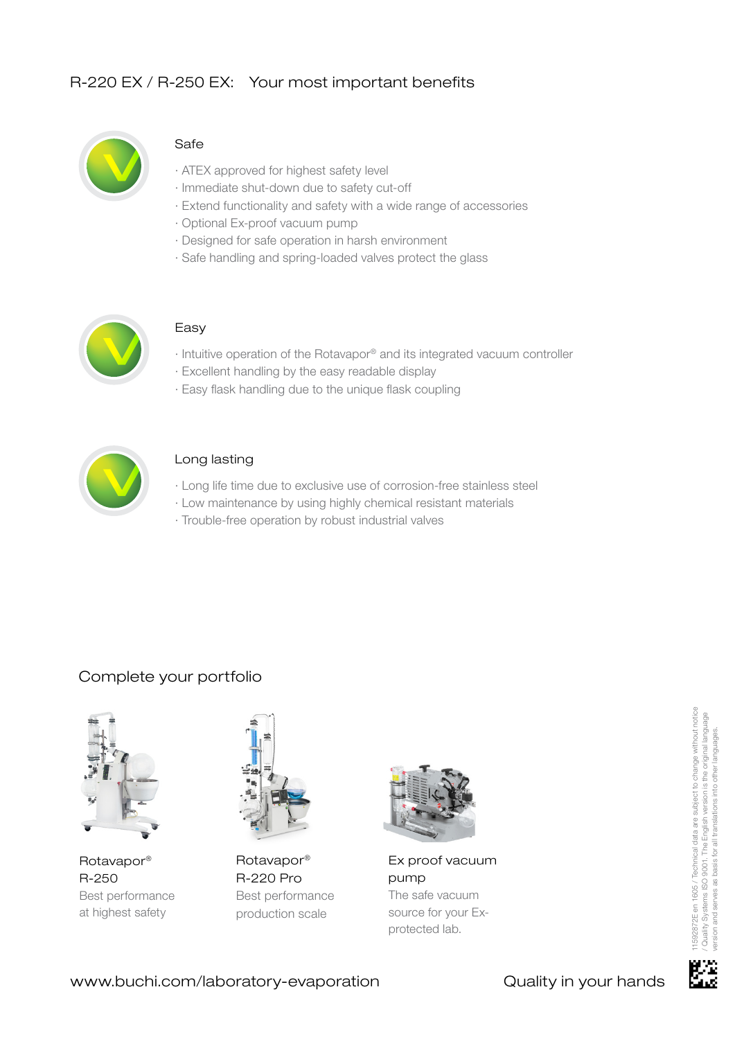## R-220 EX / R-250 EX: Your most important benefits

### Safe

- ATEX approved for highest safety level
- Immediate shut-down due to safety cut-off
- Extend functionality and safety with a wide range of accessories
- Optional Ex-proof vacuum pump
- Designed for safe operation in harsh environment
- Safe handling and spring-loaded valves protect the glass

### Easy

- Intuitive operation of the Rotavapor® and its integrated vacuum controller
- Excellent handling by the easy readable display
- Easy flask handling due to the unique flask coupling

### Long lasting

- Long life time due to exclusive use of corrosion-free stainless steel
- Low maintenance by using highly chemical resistant materials
- Trouble-free operation by robust industrial valves

## Complete your portfolio

**Rotavapor® R-250**
Best performance at highest safety

**Rotavapor® R-220 Pro**
Best performance production scale

**Ex proof vacuum pump**
The safe vacuum source for your Ex-protected lab.

11592872E en 1605 / Technical data are subject to change without notice / Quality Systems ISO 9001. The English version is the original language version and serves as basis for all translations into other languages.

www.buchi.com/laboratory-evaporation

Quality in your hands